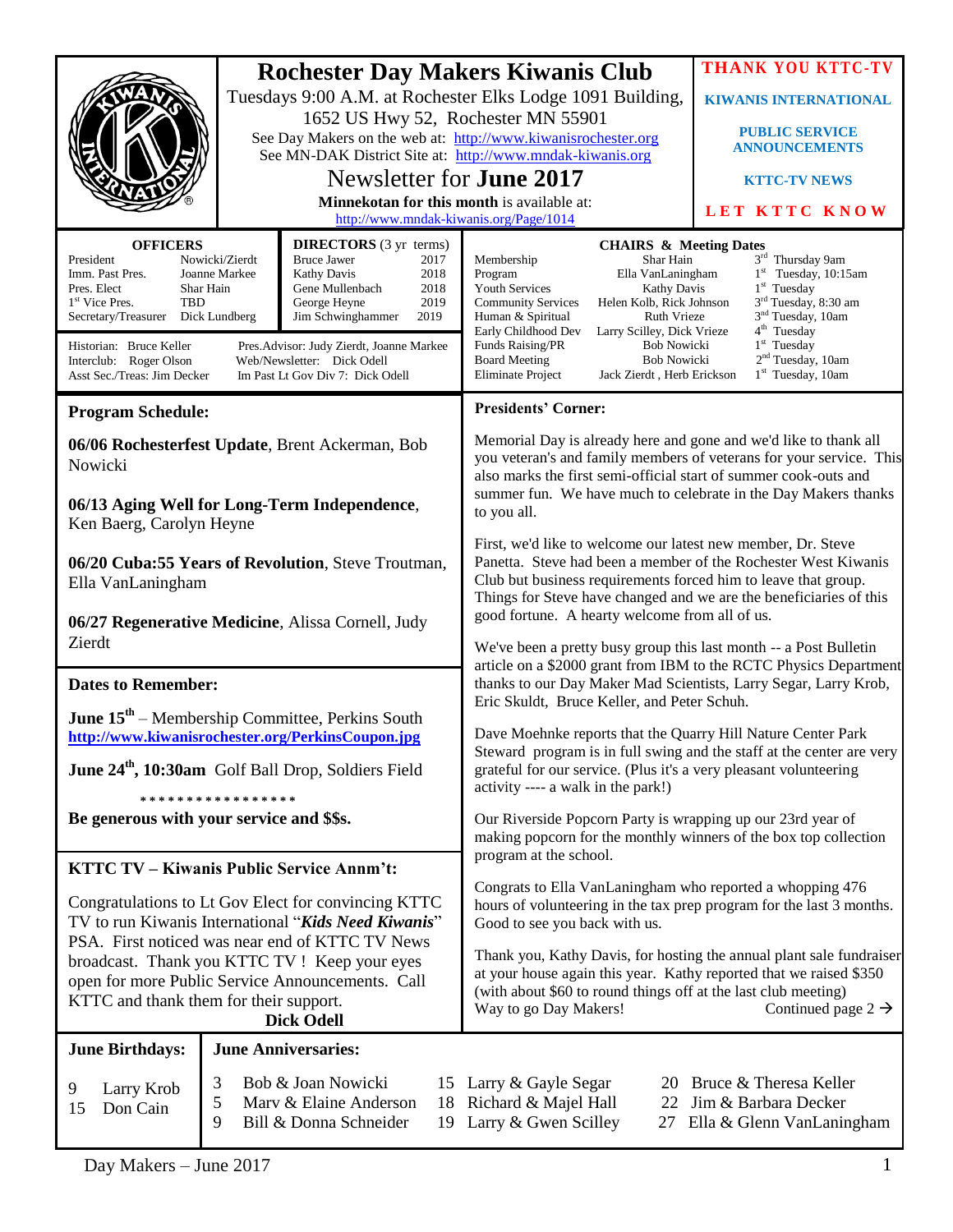# Rochester Day Makers Kiwanis Club

Tuesdays 9:00 A.M. at Rochester Elks Lodge 1091 Building, 1652 US Hwy 52, Rochester MN 55901

See Day Makers on the web at: http://www.kiwanisrochester.org

See MN-DAK District Site at: http://www.mndak-kiwanis.org

## Newsletter for June 2017

**Minnekotan for this month** is available at: http://www.mndak-kiwanis.org/Page/1014

**THANK YOU KTTC-TV**

**KIWANIS INTERNATIONAL**

**PUBLIC SERVICE ANNOUNCEMENTS**

**KTTC-TV NEWS**

**LET KTTC KNOW**

| OFFICERS | |
|---|---|
| President | Nowicki/Zierdt |
| Imm. Past Pres. | Joanne Markee |
| Pres. Elect | Shar Hain |
| 1st Vice Pres. | TBD |
| Secretary/Treasurer | Dick Lundberg |

| DIRECTORS (3 yr terms) | |
|---|---|
| Bruce Jawer | 2017 |
| Kathy Davis | 2018 |
| Gene Mullenbach | 2018 |
| George Heyne | 2019 |
| Jim Schwinghammer | 2019 |

Historian: Bruce Keller
Interclub: Roger Olson
Asst Sec./Treas: Jim Decker
Pres.Advisor: Judy Zierdt, Joanne Markee
Web/Newsletter: Dick Odell
Im Past Lt Gov Div 7: Dick Odell

| CHAIRS & Meeting Dates | | |
|---|---|---|
| Membership | Shar Hain | 3rd Thursday 9am |
| Program | Ella VanLaningham | 1st Tuesday, 10:15am |
| Youth Services | Kathy Davis | 1st Tuesday |
| Community Services | Helen Kolb, Rick Johnson | 3rd Tuesday, 8:30 am |
| Human & Spiritual | Ruth Vrieze | 3nd Tuesday, 10am |
| Early Childhood Dev | Larry Scilley, Dick Vrieze | 4th Tuesday |
| Funds Raising/PR | Bob Nowicki | 1st Tuesday |
| Board Meeting | Bob Nowicki | 2nd Tuesday, 10am |
| Eliminate Project | Jack Zierdt , Herb Erickson | 1st Tuesday, 10am |

## Program Schedule:

**06/06 Rochesterfest Update**, Brent Ackerman, Bob Nowicki

**06/13 Aging Well for Long-Term Independence**, Ken Baerg, Carolyn Heyne

**06/20 Cuba:55 Years of Revolution**, Steve Troutman, Ella VanLaningham

**06/27 Regenerative Medicine**, Alissa Cornell, Judy Zierdt

## Dates to Remember:

**June 15th** – Membership Committee, Perkins South
**http://www.kiwanisrochester.org/PerkinsCoupon.jpg**

**June 24th, 10:30am** Golf Ball Drop, Soldiers Field

*****************

**Be generous with your service and $$s.**

## KTTC TV – Kiwanis Public Service Annm't:

Congratulations to Lt Gov Elect for convincing KTTC TV to run Kiwanis International "***Kids Need Kiwanis***" PSA. First noticed was near end of KTTC TV News broadcast. Thank you KTTC TV ! Keep your eyes open for more Public Service Announcements. Call KTTC and thank them for their support.

**Dick Odell**

## Presidents' Corner:

Memorial Day is already here and gone and we'd like to thank all you veteran's and family members of veterans for your service. This also marks the first semi-official start of summer cook-outs and summer fun. We have much to celebrate in the Day Makers thanks to you all.

First, we'd like to welcome our latest new member, Dr. Steve Panetta. Steve had been a member of the Rochester West Kiwanis Club but business requirements forced him to leave that group. Things for Steve have changed and we are the beneficiaries of this good fortune. A hearty welcome from all of us.

We've been a pretty busy group this last month -- a Post Bulletin article on a $2000 grant from IBM to the RCTC Physics Department thanks to our Day Maker Mad Scientists, Larry Segar, Larry Krob, Eric Skuldt, Bruce Keller, and Peter Schuh.

Dave Moehnke reports that the Quarry Hill Nature Center Park Steward program is in full swing and the staff at the center are very grateful for our service. (Plus it's a very pleasant volunteering activity ---- a walk in the park!)

Our Riverside Popcorn Party is wrapping up our 23rd year of making popcorn for the monthly winners of the box top collection program at the school.

Congrats to Ella VanLaningham who reported a whopping 476 hours of volunteering in the tax prep program for the last 3 months. Good to see you back with us.

Thank you, Kathy Davis, for hosting the annual plant sale fundraiser at your house again this year. Kathy reported that we raised $350 (with about $60 to round things off at the last club meeting) Way to go Day Makers!

Continued page 2 →

## June Birthdays:

9 Larry Krob
15 Don Cain

## June Anniversaries:

3 Bob & Joan Nowicki
5 Marv & Elaine Anderson
9 Bill & Donna Schneider
15 Larry & Gayle Segar
18 Richard & Majel Hall
19 Larry & Gwen Scilley
20 Bruce & Theresa Keller
22 Jim & Barbara Decker
27 Ella & Glenn VanLaningham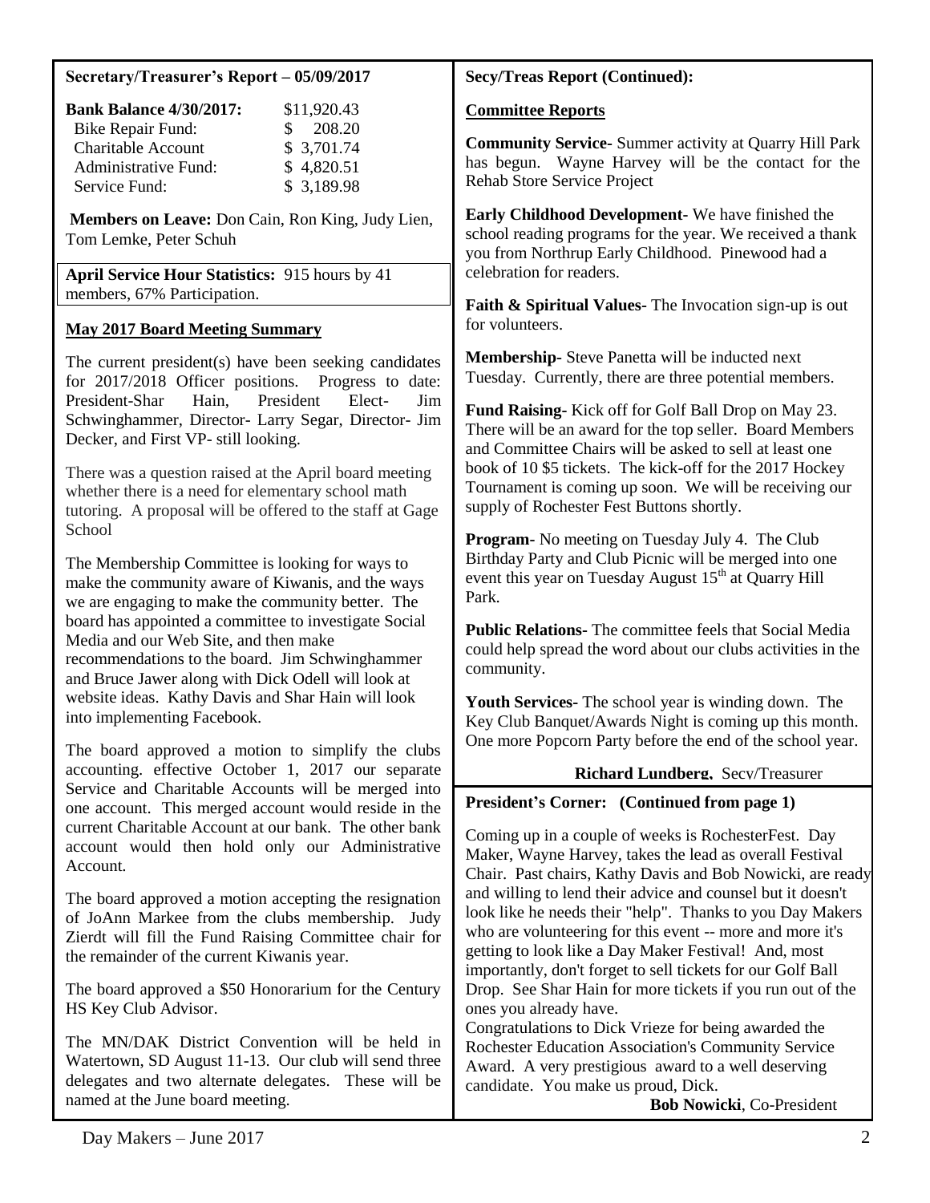## Secretary/Treasurer's Report – 05/09/2017

| **Bank Balance 4/30/2017:** | $11,920.43 |
| --- | --- |
| Bike Repair Fund: | $ 208.20 |
| Charitable Account | $ 3,701.74 |
| Administrative Fund: | $ 4,820.51 |
| Service Fund: | $ 3,189.98 |

**Members on Leave:** Don Cain, Ron King, Judy Lien, Tom Lemke, Peter Schuh

**April Service Hour Statistics:** 915 hours by 41 members, 67% Participation.

### May 2017 Board Meeting Summary

The current president(s) have been seeking candidates for 2017/2018 Officer positions. Progress to date: President-Shar Hain, President Elect- Jim Schwinghammer, Director- Larry Segar, Director- Jim Decker, and First VP- still looking.

There was a question raised at the April board meeting whether there is a need for elementary school math tutoring. A proposal will be offered to the staff at Gage School

The Membership Committee is looking for ways to make the community aware of Kiwanis, and the ways we are engaging to make the community better. The board has appointed a committee to investigate Social Media and our Web Site, and then make recommendations to the board. Jim Schwinghammer and Bruce Jawer along with Dick Odell will look at website ideas. Kathy Davis and Shar Hain will look into implementing Facebook.

The board approved a motion to simplify the clubs accounting. effective October 1, 2017 our separate Service and Charitable Accounts will be merged into one account. This merged account would reside in the current Charitable Account at our bank. The other bank account would then hold only our Administrative Account.

The board approved a motion accepting the resignation of JoAnn Markee from the clubs membership. Judy Zierdt will fill the Fund Raising Committee chair for the remainder of the current Kiwanis year.

The board approved a $50 Honorarium for the Century HS Key Club Advisor.

The MN/DAK District Convention will be held in Watertown, SD August 11-13. Our club will send three delegates and two alternate delegates. These will be named at the June board meeting.

## Secy/Treas Report (Continued):

### Committee Reports

**Community Service-** Summer activity at Quarry Hill Park has begun. Wayne Harvey will be the contact for the Rehab Store Service Project

**Early Childhood Development-** We have finished the school reading programs for the year. We received a thank you from Northrup Early Childhood. Pinewood had a celebration for readers.

**Faith & Spiritual Values-** The Invocation sign-up is out for volunteers.

**Membership-** Steve Panetta will be inducted next Tuesday. Currently, there are three potential members.

**Fund Raising-** Kick off for Golf Ball Drop on May 23. There will be an award for the top seller. Board Members and Committee Chairs will be asked to sell at least one book of 10 $5 tickets. The kick-off for the 2017 Hockey Tournament is coming up soon. We will be receiving our supply of Rochester Fest Buttons shortly.

**Program-** No meeting on Tuesday July 4. The Club Birthday Party and Club Picnic will be merged into one event this year on Tuesday August 15th at Quarry Hill Park.

**Public Relations-** The committee feels that Social Media could help spread the word about our clubs activities in the community.

**Youth Services-** The school year is winding down. The Key Club Banquet/Awards Night is coming up this month. One more Popcorn Party before the end of the school year.

**Richard Lundberg**, Secy/Treasurer

## President's Corner: (Continued from page 1)

Coming up in a couple of weeks is RochesterFest. Day Maker, Wayne Harvey, takes the lead as overall Festival Chair. Past chairs, Kathy Davis and Bob Nowicki, are ready and willing to lend their advice and counsel but it doesn't look like he needs their "help". Thanks to you Day Makers who are volunteering for this event -- more and more it's getting to look like a Day Maker Festival! And, most importantly, don't forget to sell tickets for our Golf Ball Drop. See Shar Hain for more tickets if you run out of the ones you already have.

Congratulations to Dick Vrieze for being awarded the Rochester Education Association's Community Service Award. A very prestigious award to a well deserving candidate. You make us proud, Dick.

**Bob Nowicki**, Co-President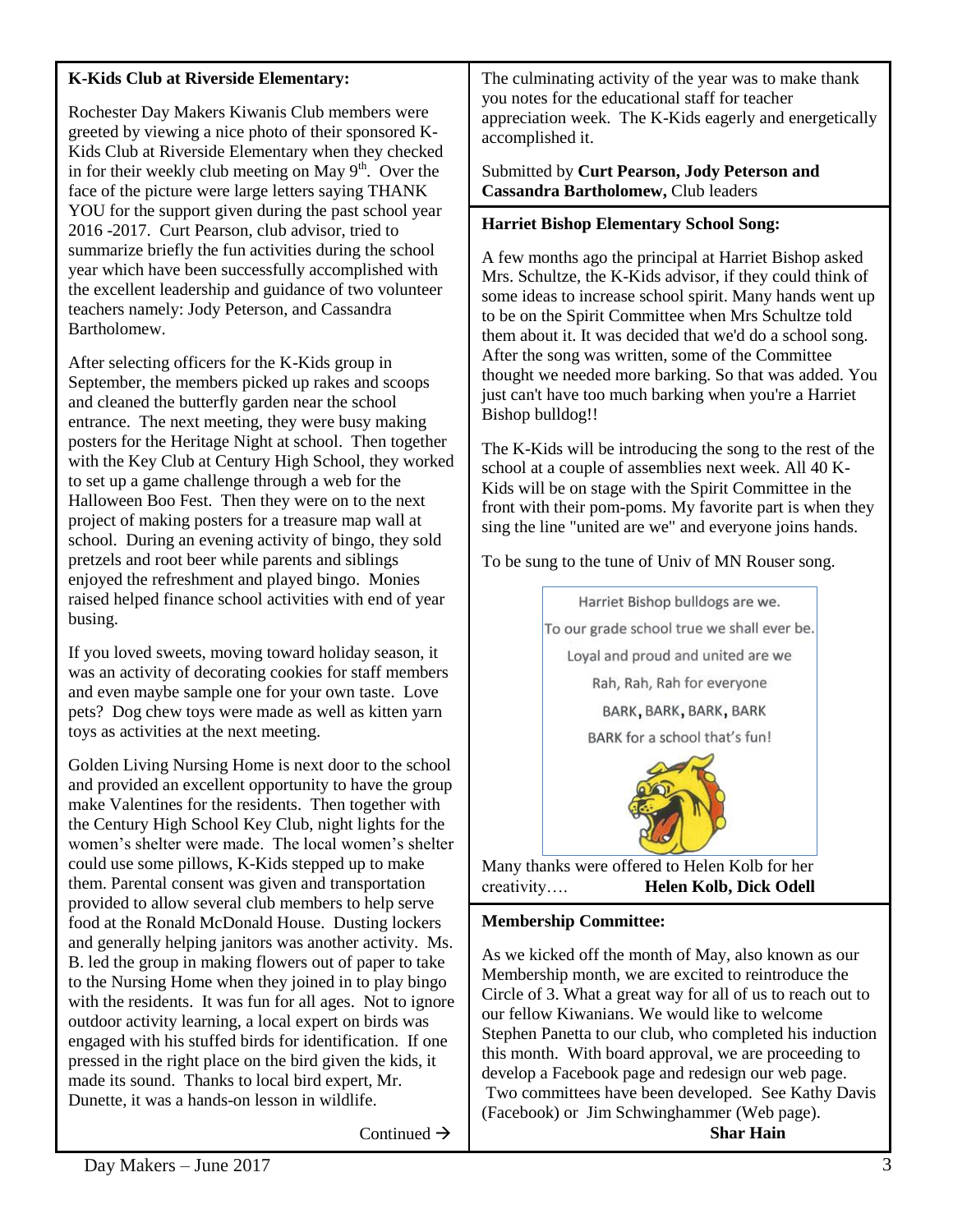**K-Kids Club at Riverside Elementary:**

Rochester Day Makers Kiwanis Club members were greeted by viewing a nice photo of their sponsored K-Kids Club at Riverside Elementary when they checked in for their weekly club meeting on May 9th. Over the face of the picture were large letters saying THANK YOU for the support given during the past school year 2016 -2017. Curt Pearson, club advisor, tried to summarize briefly the fun activities during the school year which have been successfully accomplished with the excellent leadership and guidance of two volunteer teachers namely: Jody Peterson, and Cassandra Bartholomew.

After selecting officers for the K-Kids group in September, the members picked up rakes and scoops and cleaned the butterfly garden near the school entrance. The next meeting, they were busy making posters for the Heritage Night at school. Then together with the Key Club at Century High School, they worked to set up a game challenge through a web for the Halloween Boo Fest. Then they were on to the next project of making posters for a treasure map wall at school. During an evening activity of bingo, they sold pretzels and root beer while parents and siblings enjoyed the refreshment and played bingo. Monies raised helped finance school activities with end of year busing.

If you loved sweets, moving toward holiday season, it was an activity of decorating cookies for staff members and even maybe sample one for your own taste. Love pets? Dog chew toys were made as well as kitten yarn toys as activities at the next meeting.

Golden Living Nursing Home is next door to the school and provided an excellent opportunity to have the group make Valentines for the residents. Then together with the Century High School Key Club, night lights for the women's shelter were made. The local women's shelter could use some pillows, K-Kids stepped up to make them. Parental consent was given and transportation provided to allow several club members to help serve food at the Ronald McDonald House. Dusting lockers and generally helping janitors was another activity. Ms. B. led the group in making flowers out of paper to take to the Nursing Home when they joined in to play bingo with the residents. It was fun for all ages. Not to ignore outdoor activity learning, a local expert on birds was engaged with his stuffed birds for identification. If one pressed in the right place on the bird given the kids, it made its sound. Thanks to local bird expert, Mr. Dunette, it was a hands-on lesson in wildlife.

Continued →

The culminating activity of the year was to make thank you notes for the educational staff for teacher appreciation week. The K-Kids eagerly and energetically accomplished it.

Submitted by **Curt Pearson, Jody Peterson and Cassandra Bartholomew,** Club leaders

**Harriet Bishop Elementary School Song:**

A few months ago the principal at Harriet Bishop asked Mrs. Schultze, the K-Kids advisor, if they could think of some ideas to increase school spirit. Many hands went up to be on the Spirit Committee when Mrs Schultze told them about it. It was decided that we'd do a school song. After the song was written, some of the Committee thought we needed more barking. So that was added. You just can't have too much barking when you're a Harriet Bishop bulldog!!

The K-Kids will be introducing the song to the rest of the school at a couple of assemblies next week. All 40 K-Kids will be on stage with the Spirit Committee in the front with their pom-poms. My favorite part is when they sing the line "united are we" and everyone joins hands.

To be sung to the tune of Univ of MN Rouser song.

Harriet Bishop bulldogs are we.
To our grade school true we shall ever be.
Loyal and proud and united are we
Rah, Rah, Rah for everyone
BARK, BARK, BARK, BARK
BARK for a school that's fun!

Many thanks were offered to Helen Kolb for her creativity…. **Helen Kolb, Dick Odell**

**Membership Committee:**

As we kicked off the month of May, also known as our Membership month, we are excited to reintroduce the Circle of 3. What a great way for all of us to reach out to our fellow Kiwanians. We would like to welcome Stephen Panetta to our club, who completed his induction this month. With board approval, we are proceeding to develop a Facebook page and redesign our web page. Two committees have been developed. See Kathy Davis (Facebook) or Jim Schwinghammer (Web page).

**Shar Hain**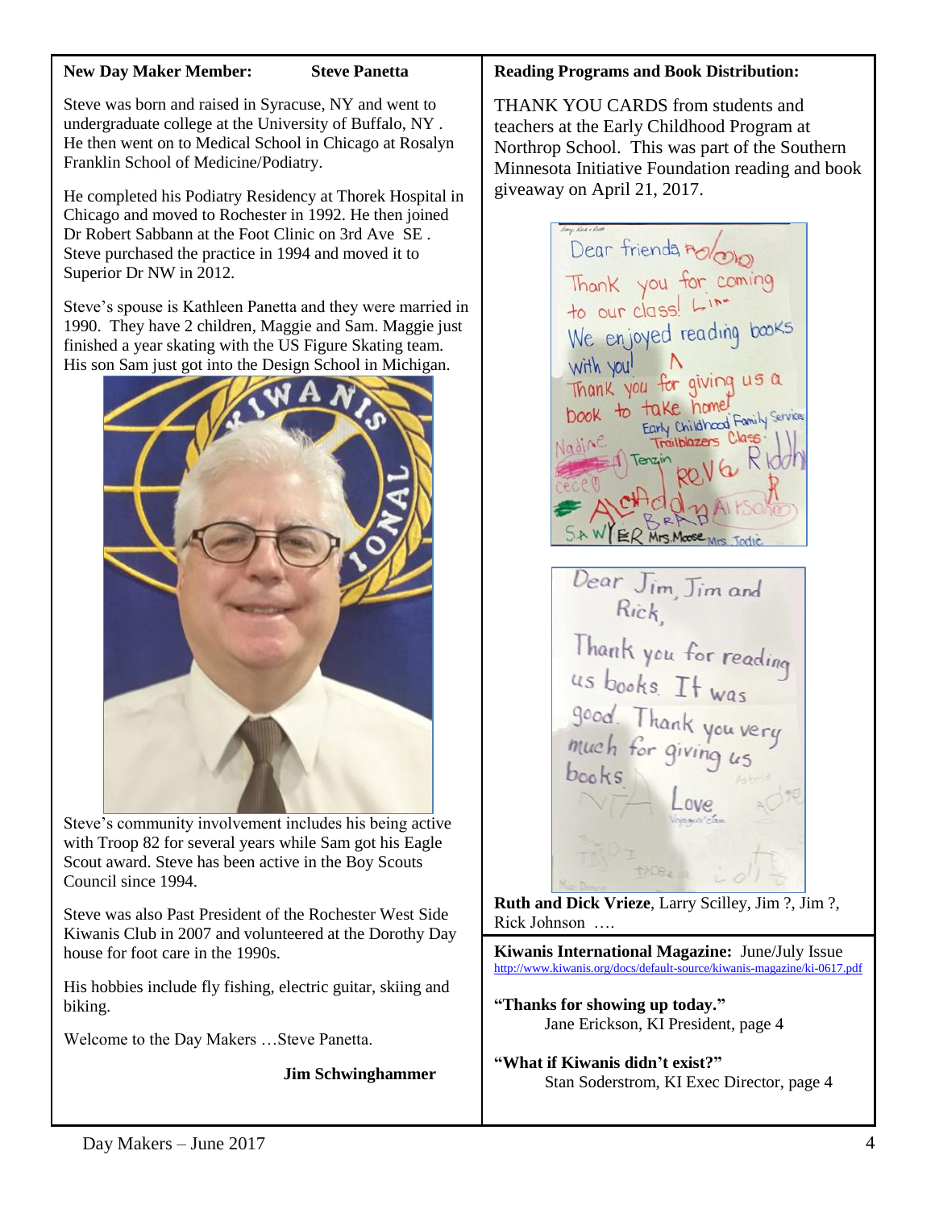**New Day Maker Member: Steve Panetta**

Steve was born and raised in Syracuse, NY and went to undergraduate college at the University of Buffalo, NY . He then went on to Medical School in Chicago at Rosalyn Franklin School of Medicine/Podiatry.

He completed his Podiatry Residency at Thorek Hospital in Chicago and moved to Rochester in 1992. He then joined Dr Robert Sabbann at the Foot Clinic on 3rd Ave SE . Steve purchased the practice in 1994 and moved it to Superior Dr NW in 2012.

Steve's spouse is Kathleen Panetta and they were married in 1990. They have 2 children, Maggie and Sam. Maggie just finished a year skating with the US Figure Skating team. His son Sam just got into the Design School in Michigan.

Steve's community involvement includes his being active with Troop 82 for several years while Sam got his Eagle Scout award. Steve has been active in the Boy Scouts Council since 1994.

Steve was also Past President of the Rochester West Side Kiwanis Club in 2007 and volunteered at the Dorothy Day house for foot care in the 1990s.

His hobbies include fly fishing, electric guitar, skiing and biking.

Welcome to the Day Makers …Steve Panetta.

**Jim Schwinghammer**

**Reading Programs and Book Distribution:**

THANK YOU CARDS from students and teachers at the Early Childhood Program at Northrop School. This was part of the Southern Minnesota Initiative Foundation reading and book giveaway on April 21, 2017.

**Ruth and Dick Vrieze**, Larry Scilley, Jim ?, Jim ?, Rick Johnson ….

**Kiwanis International Magazine:** June/July Issue
http://www.kiwanis.org/docs/default-source/kiwanis-magazine/ki-0617.pdf

**"Thanks for showing up today."**
Jane Erickson, KI President, page 4

**"What if Kiwanis didn't exist?"**
Stan Soderstrom, KI Exec Director, page 4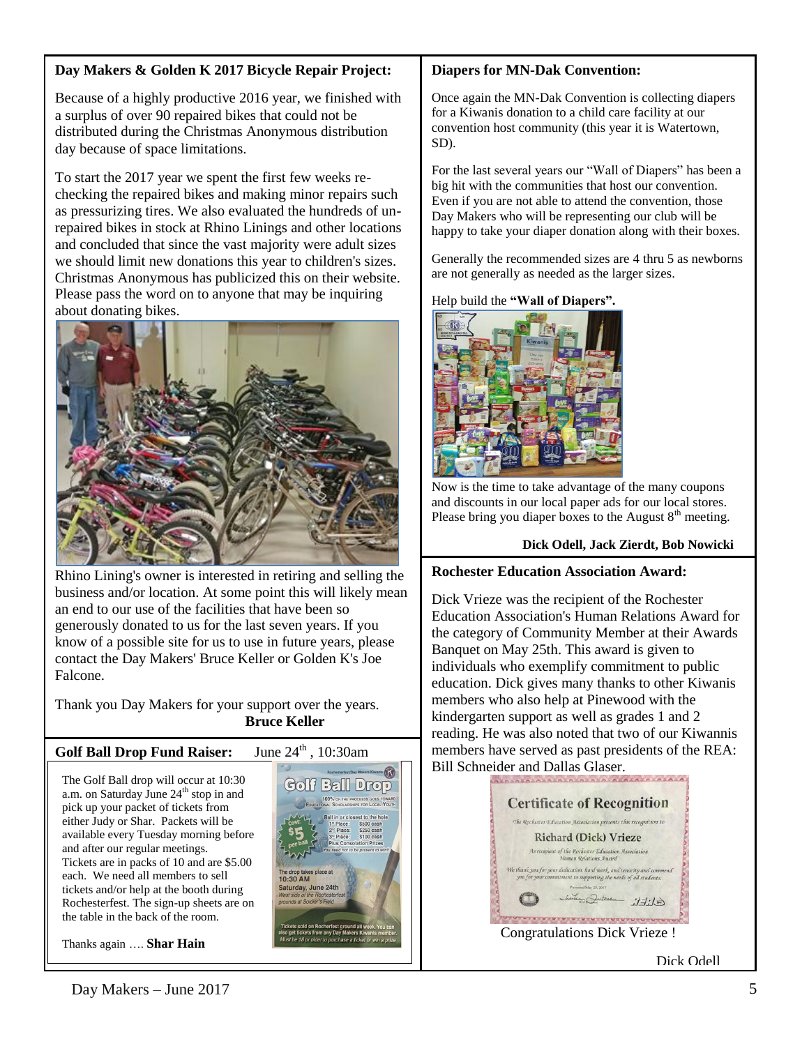## Day Makers & Golden K 2017 Bicycle Repair Project:

Because of a highly productive 2016 year, we finished with a surplus of over 90 repaired bikes that could not be distributed during the Christmas Anonymous distribution day because of space limitations.

To start the 2017 year we spent the first few weeks re-checking the repaired bikes and making minor repairs such as pressurizing tires. We also evaluated the hundreds of un-repaired bikes in stock at Rhino Linings and other locations and concluded that since the vast majority were adult sizes we should limit new donations this year to children's sizes. Christmas Anonymous has publicized this on their website. Please pass the word on to anyone that may be inquiring about donating bikes.

Rhino Lining's owner is interested in retiring and selling the business and/or location. At some point this will likely mean an end to our use of the facilities that have been so generously donated to us for the last seven years. If you know of a possible site for us to use in future years, please contact the Day Makers' Bruce Keller or Golden K's Joe Falcone.

Thank you Day Makers for your support over the years.

**Bruce Keller**

## Golf Ball Drop Fund Raiser: June 24th, 10:30am

The Golf Ball drop will occur at 10:30 a.m. on Saturday June 24th stop in and pick up your packet of tickets from either Judy or Shar. Packets will be available every Tuesday morning before and after our regular meetings. Tickets are in packs of 10 and are $5.00 each. We need all members to sell tickets and/or help at the booth during Rochesterfest. The sign-up sheets are on the table in the back of the room.

Thanks again …. **Shar Hain**

## Diapers for MN-Dak Convention:

Once again the MN-Dak Convention is collecting diapers for a Kiwanis donation to a child care facility at our convention host community (this year it is Watertown, SD).

For the last several years our "Wall of Diapers" has been a big hit with the communities that host our convention. Even if you are not able to attend the convention, those Day Makers who will be representing our club will be happy to take your diaper donation along with their boxes.

Generally the recommended sizes are 4 thru 5 as newborns are not generally as needed as the larger sizes.

Help build the **"Wall of Diapers".**

Now is the time to take advantage of the many coupons and discounts in our local paper ads for our local stores. Please bring you diaper boxes to the August 8th meeting.

**Dick Odell, Jack Zierdt, Bob Nowicki**

## Rochester Education Association Award:

Dick Vrieze was the recipient of the Rochester Education Association's Human Relations Award for the category of Community Member at their Awards Banquet on May 25th. This award is given to individuals who exemplify commitment to public education. Dick gives many thanks to other Kiwanis members who also help at Pinewood with the kindergarten support as well as grades 1 and 2 reading. He was also noted that two of our Kiwannis members have served as past presidents of the REA: Bill Schneider and Dallas Glaser.

Congratulations Dick Vrieze !

Dick Odell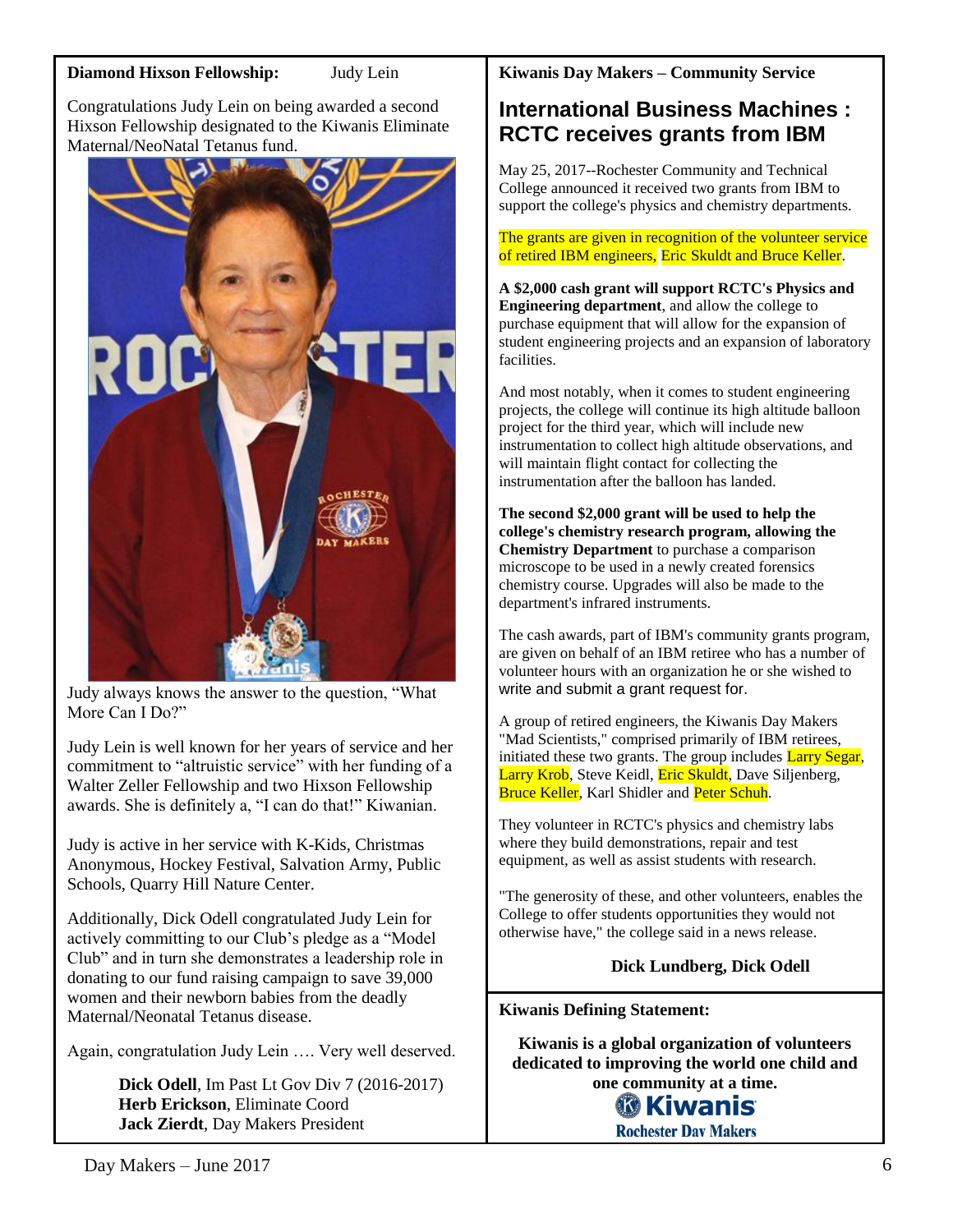**Diamond Hixson Fellowship:** Judy Lein

Congratulations Judy Lein on being awarded a second Hixson Fellowship designated to the Kiwanis Eliminate Maternal/NeoNatal Tetanus fund.

Judy always knows the answer to the question, "What More Can I Do?"

Judy Lein is well known for her years of service and her commitment to "altruistic service" with her funding of a Walter Zeller Fellowship and two Hixson Fellowship awards. She is definitely a, "I can do that!" Kiwanian.

Judy is active in her service with K-Kids, Christmas Anonymous, Hockey Festival, Salvation Army, Public Schools, Quarry Hill Nature Center.

Additionally, Dick Odell congratulated Judy Lein for actively committing to our Club's pledge as a "Model Club" and in turn she demonstrates a leadership role in donating to our fund raising campaign to save 39,000 women and their newborn babies from the deadly Maternal/Neonatal Tetanus disease.

Again, congratulation Judy Lein …. Very well deserved.

**Dick Odell**, Im Past Lt Gov Div 7 (2016-2017)
**Herb Erickson**, Eliminate Coord
**Jack Zierdt**, Day Makers President

**Kiwanis Day Makers – Community Service**

## International Business Machines : RCTC receives grants from IBM

May 25, 2017--Rochester Community and Technical College announced it received two grants from IBM to support the college's physics and chemistry departments.

The grants are given in recognition of the volunteer service of retired IBM engineers, Eric Skuldt and Bruce Keller.

**A $2,000 cash grant will support RCTC's Physics and Engineering department**, and allow the college to purchase equipment that will allow for the expansion of student engineering projects and an expansion of laboratory facilities.

And most notably, when it comes to student engineering projects, the college will continue its high altitude balloon project for the third year, which will include new instrumentation to collect high altitude observations, and will maintain flight contact for collecting the instrumentation after the balloon has landed.

**The second $2,000 grant will be used to help the college's chemistry research program, allowing the Chemistry Department** to purchase a comparison microscope to be used in a newly created forensics chemistry course. Upgrades will also be made to the department's infrared instruments.

The cash awards, part of IBM's community grants program, are given on behalf of an IBM retiree who has a number of volunteer hours with an organization he or she wished to write and submit a grant request for.

A group of retired engineers, the Kiwanis Day Makers "Mad Scientists," comprised primarily of IBM retirees, initiated these two grants. The group includes Larry Segar, Larry Krob, Steve Keidl, Eric Skuldt, Dave Siljenberg, Bruce Keller, Karl Shidler and Peter Schuh.

They volunteer in RCTC's physics and chemistry labs where they build demonstrations, repair and test equipment, as well as assist students with research.

"The generosity of these, and other volunteers, enables the College to offer students opportunities they would not otherwise have," the college said in a news release.

**Dick Lundberg, Dick Odell**

**Kiwanis Defining Statement:**

**Kiwanis is a global organization of volunteers dedicated to improving the world one child and one community at a time.**

Kiwanis
Rochester Day Makers